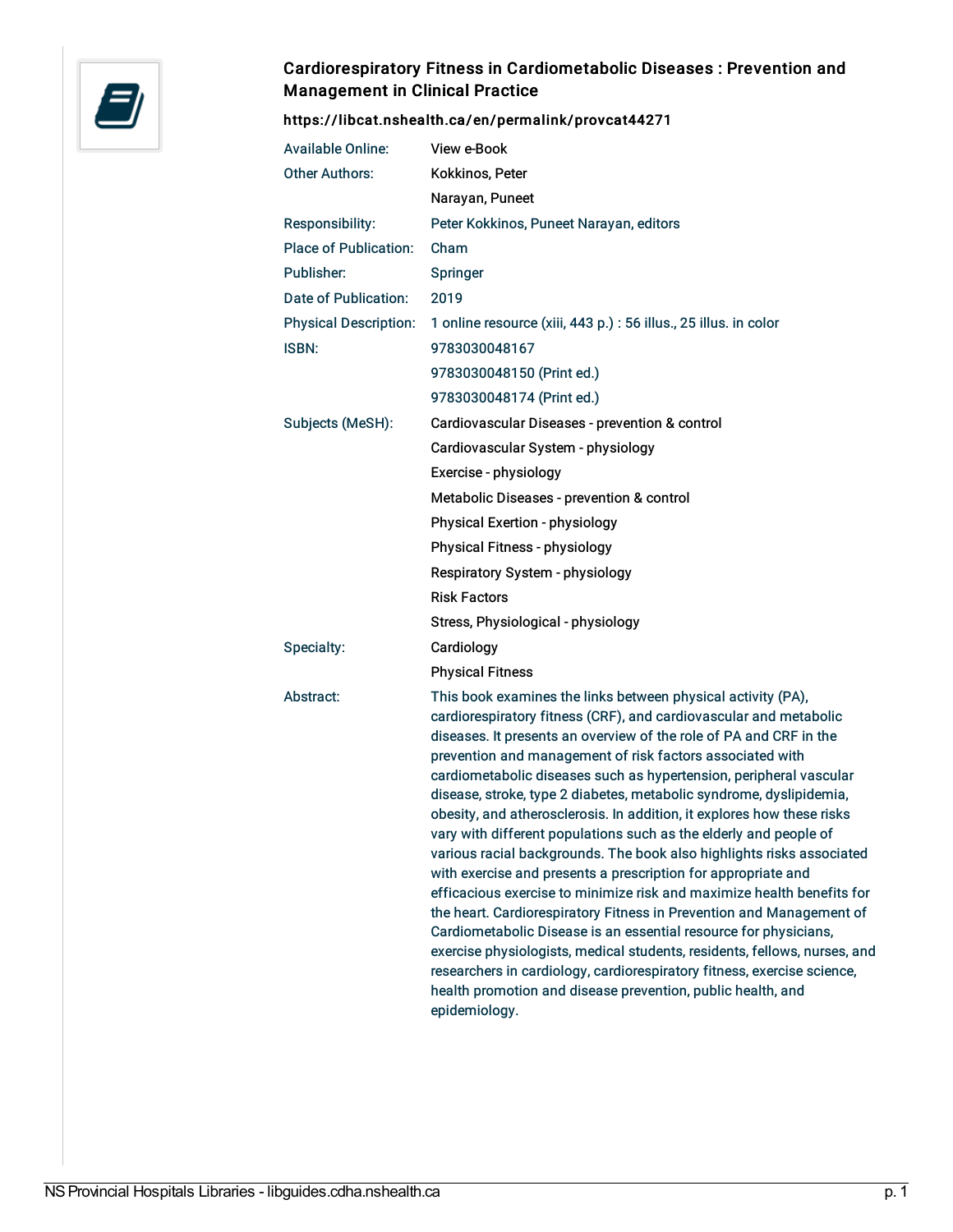# Cardiorespiratory Fitness in Cardiometabolic Diseases : Prevention and Management in Clinical Practice

**https://libcat.nshealth.ca/en/permalink/provcat44271**

| | |
|---|---|
| Available Online: | View e-Book |
| Other Authors: | Kokkinos, Peter |
| | Narayan, Puneet |
| Responsibility: | Peter Kokkinos, Puneet Narayan, editors |
| Place of Publication: | Cham |
| Publisher: | Springer |
| Date of Publication: | 2019 |
| Physical Description: | 1 online resource (xiii, 443 p.) : 56 illus., 25 illus. in color |
| ISBN: | 9783030048167 |
| | 9783030048150 (Print ed.) |
| | 9783030048174 (Print ed.) |
| Subjects (MeSH): | Cardiovascular Diseases - prevention & control |
| | Cardiovascular System - physiology |
| | Exercise - physiology |
| | Metabolic Diseases - prevention & control |
| | Physical Exertion - physiology |
| | Physical Fitness - physiology |
| | Respiratory System - physiology |
| | Risk Factors |
| | Stress, Physiological - physiology |
| Specialty: | Cardiology |
| | Physical Fitness |
| Abstract: | This book examines the links between physical activity (PA), cardiorespiratory fitness (CRF), and cardiovascular and metabolic diseases. It presents an overview of the role of PA and CRF in the prevention and management of risk factors associated with cardiometabolic diseases such as hypertension, peripheral vascular disease, stroke, type 2 diabetes, metabolic syndrome, dyslipidemia, obesity, and atherosclerosis. In addition, it explores how these risks vary with different populations such as the elderly and people of various racial backgrounds. The book also highlights risks associated with exercise and presents a prescription for appropriate and efficacious exercise to minimize risk and maximize health benefits for the heart. Cardiorespiratory Fitness in Prevention and Management of Cardiometabolic Disease is an essential resource for physicians, exercise physiologists, medical students, residents, fellows, nurses, and researchers in cardiology, cardiorespiratory fitness, exercise science, health promotion and disease prevention, public health, and epidemiology. |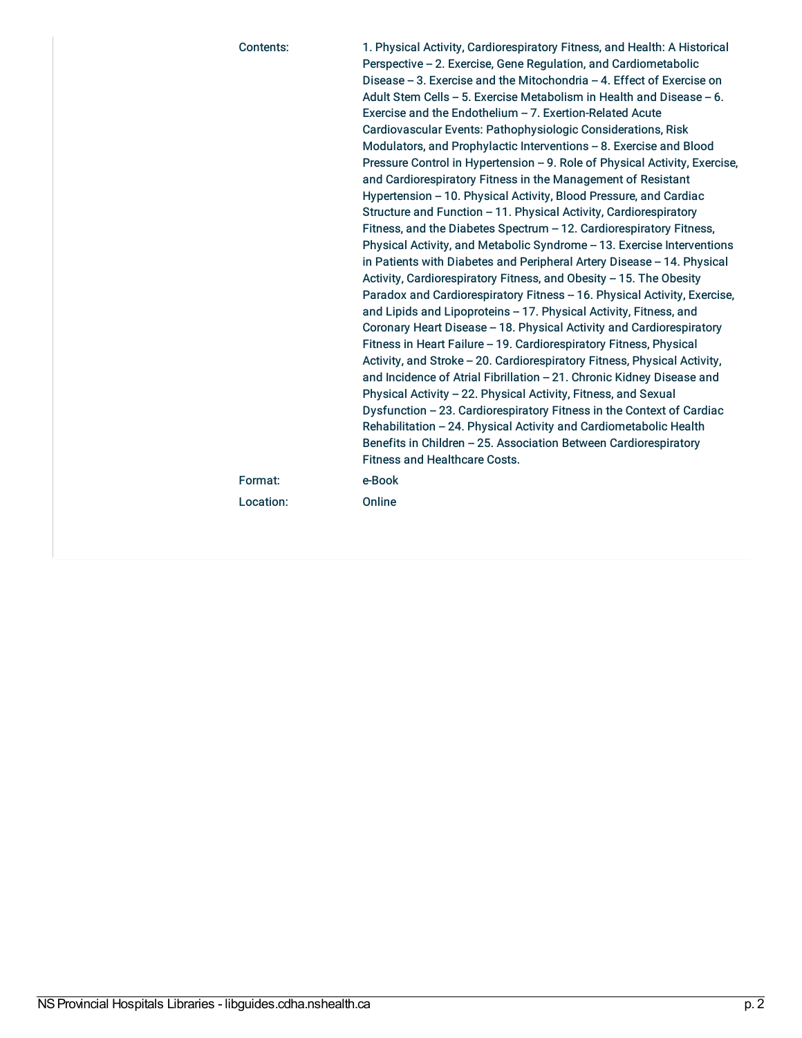| | |
|---|---|
| Contents: | 1. Physical Activity, Cardiorespiratory Fitness, and Health: A Historical Perspective -- 2. Exercise, Gene Regulation, and Cardiometabolic Disease -- 3. Exercise and the Mitochondria -- 4. Effect of Exercise on Adult Stem Cells -- 5. Exercise Metabolism in Health and Disease -- 6. Exercise and the Endothelium -- 7. Exertion-Related Acute Cardiovascular Events: Pathophysiologic Considerations, Risk Modulators, and Prophylactic Interventions -- 8. Exercise and Blood Pressure Control in Hypertension -- 9. Role of Physical Activity, Exercise, and Cardiorespiratory Fitness in the Management of Resistant Hypertension -- 10. Physical Activity, Blood Pressure, and Cardiac Structure and Function -- 11. Physical Activity, Cardiorespiratory Fitness, and the Diabetes Spectrum -- 12. Cardiorespiratory Fitness, Physical Activity, and Metabolic Syndrome -- 13. Exercise Interventions in Patients with Diabetes and Peripheral Artery Disease -- 14. Physical Activity, Cardiorespiratory Fitness, and Obesity -- 15. The Obesity Paradox and Cardiorespiratory Fitness -- 16. Physical Activity, Exercise, and Lipids and Lipoproteins -- 17. Physical Activity, Fitness, and Coronary Heart Disease -- 18. Physical Activity and Cardiorespiratory Fitness in Heart Failure -- 19. Cardiorespiratory Fitness, Physical Activity, and Stroke -- 20. Cardiorespiratory Fitness, Physical Activity, and Incidence of Atrial Fibrillation -- 21. Chronic Kidney Disease and Physical Activity -- 22. Physical Activity, Fitness, and Sexual Dysfunction -- 23. Cardiorespiratory Fitness in the Context of Cardiac Rehabilitation -- 24. Physical Activity and Cardiometabolic Health Benefits in Children -- 25. Association Between Cardiorespiratory Fitness and Healthcare Costs. |
| Format: | e-Book |
| Location: | Online |